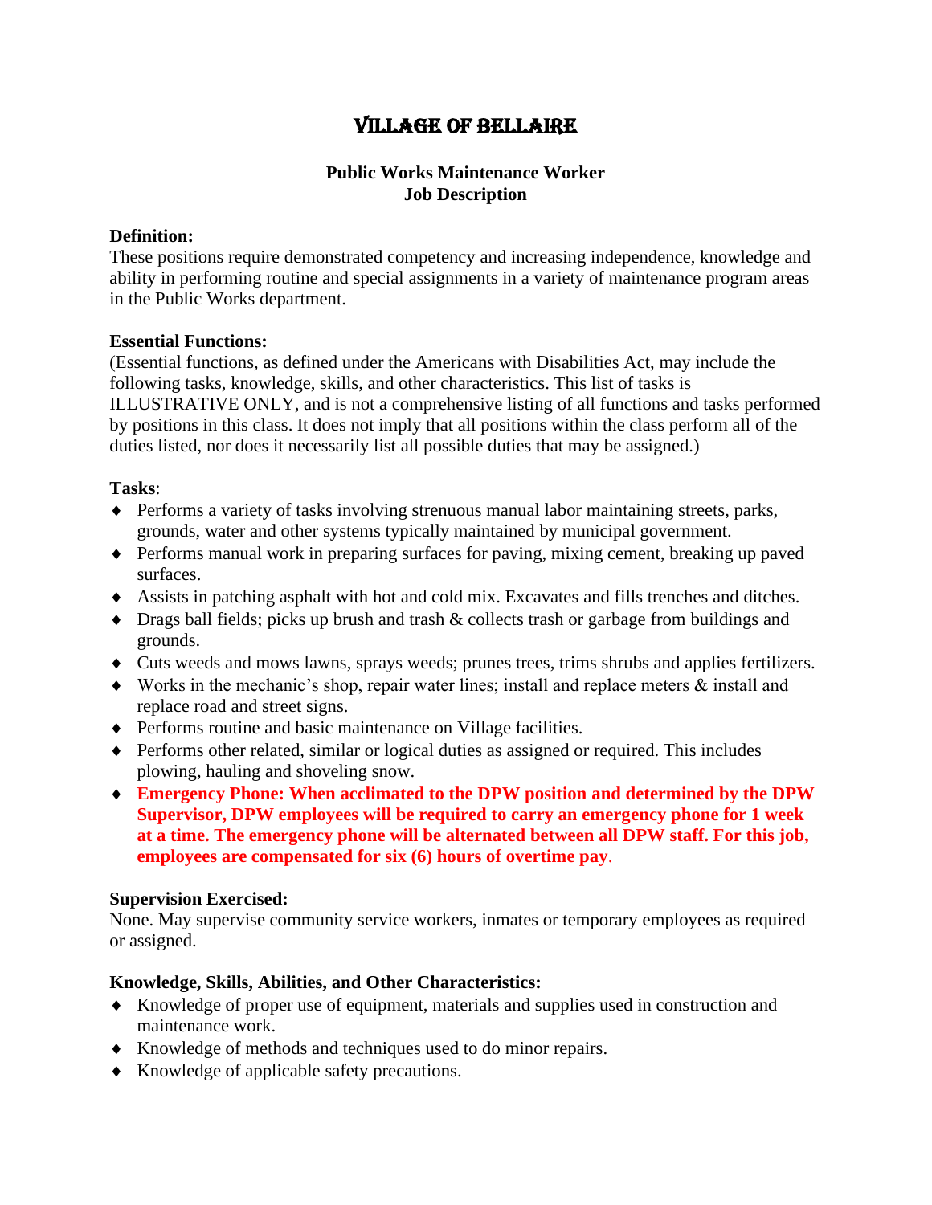# Village of Bellaire

## Public Works Maintenance Worker
## Job Description

**Definition:**
These positions require demonstrated competency and increasing independence, knowledge and ability in performing routine and special assignments in a variety of maintenance program areas in the Public Works department.

**Essential Functions:**
(Essential functions, as defined under the Americans with Disabilities Act, may include the following tasks, knowledge, skills, and other characteristics. This list of tasks is ILLUSTRATIVE ONLY, and is not a comprehensive listing of all functions and tasks performed by positions in this class. It does not imply that all positions within the class perform all of the duties listed, nor does it necessarily list all possible duties that may be assigned.)

**Tasks**:

- Performs a variety of tasks involving strenuous manual labor maintaining streets, parks, grounds, water and other systems typically maintained by municipal government.
- Performs manual work in preparing surfaces for paving, mixing cement, breaking up paved surfaces.
- Assists in patching asphalt with hot and cold mix. Excavates and fills trenches and ditches.
- Drags ball fields; picks up brush and trash & collects trash or garbage from buildings and grounds.
- Cuts weeds and mows lawns, sprays weeds; prunes trees, trims shrubs and applies fertilizers.
- Works in the mechanic's shop, repair water lines; install and replace meters & install and replace road and street signs.
- Performs routine and basic maintenance on Village facilities.
- Performs other related, similar or logical duties as assigned or required. This includes plowing, hauling and shoveling snow.
- **Emergency Phone: When acclimated to the DPW position and determined by the DPW Supervisor, DPW employees will be required to carry an emergency phone for 1 week at a time. The emergency phone will be alternated between all DPW staff. For this job, employees are compensated for six (6) hours of overtime pay**.

**Supervision Exercised:**
None. May supervise community service workers, inmates or temporary employees as required or assigned.

**Knowledge, Skills, Abilities, and Other Characteristics:**

- Knowledge of proper use of equipment, materials and supplies used in construction and maintenance work.
- Knowledge of methods and techniques used to do minor repairs.
- Knowledge of applicable safety precautions.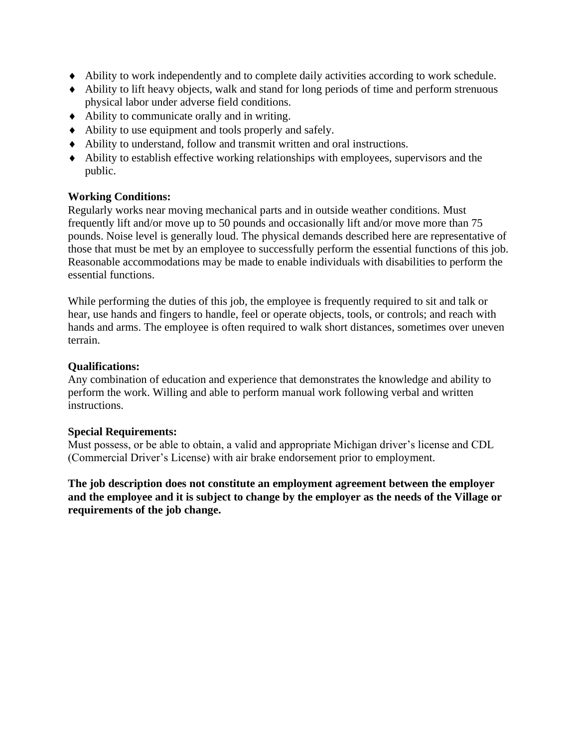- Ability to work independently and to complete daily activities according to work schedule.
- Ability to lift heavy objects, walk and stand for long periods of time and perform strenuous physical labor under adverse field conditions.
- Ability to communicate orally and in writing.
- Ability to use equipment and tools properly and safely.
- Ability to understand, follow and transmit written and oral instructions.
- Ability to establish effective working relationships with employees, supervisors and the public.

**Working Conditions:**
Regularly works near moving mechanical parts and in outside weather conditions. Must frequently lift and/or move up to 50 pounds and occasionally lift and/or move more than 75 pounds. Noise level is generally loud. The physical demands described here are representative of those that must be met by an employee to successfully perform the essential functions of this job. Reasonable accommodations may be made to enable individuals with disabilities to perform the essential functions.

While performing the duties of this job, the employee is frequently required to sit and talk or hear, use hands and fingers to handle, feel or operate objects, tools, or controls; and reach with hands and arms. The employee is often required to walk short distances, sometimes over uneven terrain.

**Qualifications:**
Any combination of education and experience that demonstrates the knowledge and ability to perform the work. Willing and able to perform manual work following verbal and written instructions.

**Special Requirements:**
Must possess, or be able to obtain, a valid and appropriate Michigan driver's license and CDL (Commercial Driver's License) with air brake endorsement prior to employment.

**The job description does not constitute an employment agreement between the employer and the employee and it is subject to change by the employer as the needs of the Village or requirements of the job change.**